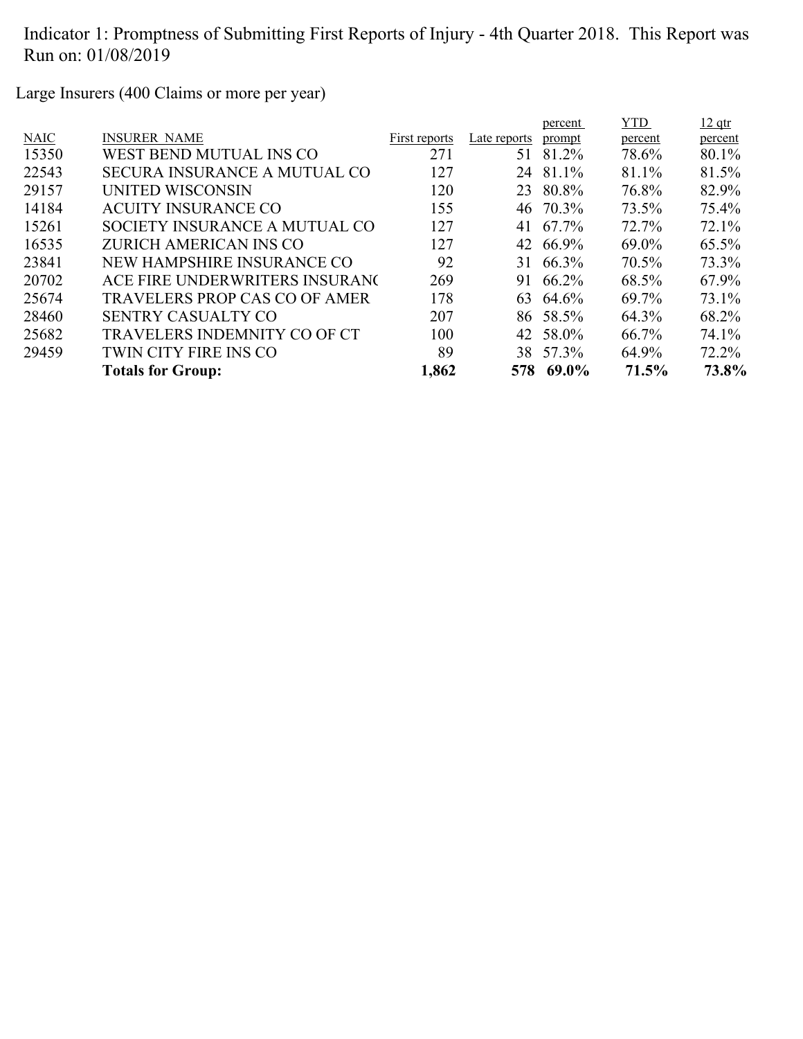Indicator 1: Promptness of Submitting First Reports of Injury - 4th Quarter 2018. This Report was Run on: 01/08/2019

Large Insurers (400 Claims or more per year)

| NAIC | INSURER_NAME | First reports | Late reports | percent prompt | YTD percent | 12 qtr percent |
|---|---|---|---|---|---|---|
| 15350 | WEST BEND MUTUAL INS CO | 271 | 51 | 81.2% | 78.6% | 80.1% |
| 22543 | SECURA INSURANCE A MUTUAL CO | 127 | 24 | 81.1% | 81.1% | 81.5% |
| 29157 | UNITED WISCONSIN | 120 | 23 | 80.8% | 76.8% | 82.9% |
| 14184 | ACUITY INSURANCE CO | 155 | 46 | 70.3% | 73.5% | 75.4% |
| 15261 | SOCIETY INSURANCE A MUTUAL CO | 127 | 41 | 67.7% | 72.7% | 72.1% |
| 16535 | ZURICH AMERICAN INS CO | 127 | 42 | 66.9% | 69.0% | 65.5% |
| 23841 | NEW HAMPSHIRE INSURANCE CO | 92 | 31 | 66.3% | 70.5% | 73.3% |
| 20702 | ACE FIRE UNDERWRITERS INSURANC | 269 | 91 | 66.2% | 68.5% | 67.9% |
| 25674 | TRAVELERS PROP CAS CO OF AMER | 178 | 63 | 64.6% | 69.7% | 73.1% |
| 28460 | SENTRY CASUALTY CO | 207 | 86 | 58.5% | 64.3% | 68.2% |
| 25682 | TRAVELERS INDEMNITY CO OF CT | 100 | 42 | 58.0% | 66.7% | 74.1% |
| 29459 | TWIN CITY FIRE INS CO | 89 | 38 | 57.3% | 64.9% | 72.2% |
| | **Totals for Group:** | **1,862** | **578** | **69.0%** | **71.5%** | **73.8%** |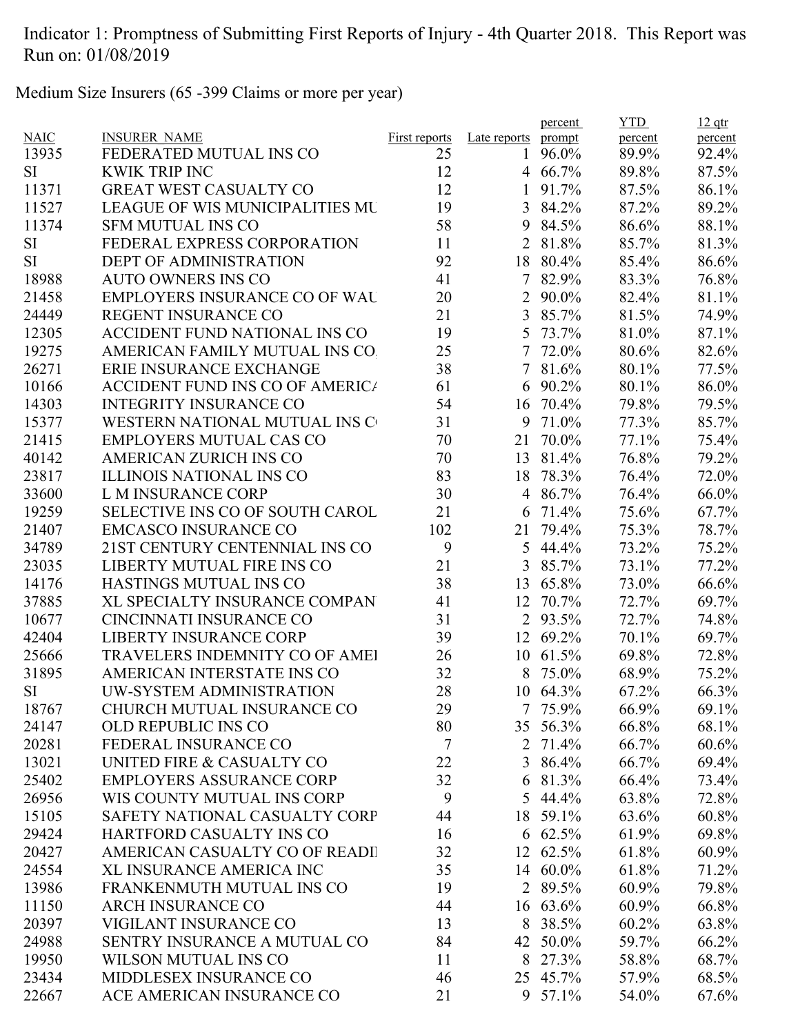Indicator 1: Promptness of Submitting First Reports of Injury - 4th Quarter 2018. This Report was Run on: 01/08/2019

Medium Size Insurers (65 -399 Claims or more per year)

| NAIC | INSURER_NAME | First reports | Late reports | percent prompt | YTD percent | 12 qtr percent |
|---|---|---|---|---|---|---|
| 13935 | FEDERATED MUTUAL INS CO | 25 | 1 | 96.0% | 89.9% | 92.4% |
| SI | KWIK TRIP INC | 12 | 4 | 66.7% | 89.8% | 87.5% |
| 11371 | GREAT WEST CASUALTY CO | 12 | 1 | 91.7% | 87.5% | 86.1% |
| 11527 | LEAGUE OF WIS MUNICIPALITIES MU | 19 | 3 | 84.2% | 87.2% | 89.2% |
| 11374 | SFM MUTUAL INS CO | 58 | 9 | 84.5% | 86.6% | 88.1% |
| SI | FEDERAL EXPRESS CORPORATION | 11 | 2 | 81.8% | 85.7% | 81.3% |
| SI | DEPT OF ADMINISTRATION | 92 | 18 | 80.4% | 85.4% | 86.6% |
| 18988 | AUTO OWNERS INS CO | 41 | 7 | 82.9% | 83.3% | 76.8% |
| 21458 | EMPLOYERS INSURANCE CO OF WAU | 20 | 2 | 90.0% | 82.4% | 81.1% |
| 24449 | REGENT INSURANCE CO | 21 | 3 | 85.7% | 81.5% | 74.9% |
| 12305 | ACCIDENT FUND NATIONAL INS CO | 19 | 5 | 73.7% | 81.0% | 87.1% |
| 19275 | AMERICAN FAMILY MUTUAL INS CO | 25 | 7 | 72.0% | 80.6% | 82.6% |
| 26271 | ERIE INSURANCE EXCHANGE | 38 | 7 | 81.6% | 80.1% | 77.5% |
| 10166 | ACCIDENT FUND INS CO OF AMERICA | 61 | 6 | 90.2% | 80.1% | 86.0% |
| 14303 | INTEGRITY INSURANCE CO | 54 | 16 | 70.4% | 79.8% | 79.5% |
| 15377 | WESTERN NATIONAL MUTUAL INS C | 31 | 9 | 71.0% | 77.3% | 85.7% |
| 21415 | EMPLOYERS MUTUAL CAS CO | 70 | 21 | 70.0% | 77.1% | 75.4% |
| 40142 | AMERICAN ZURICH INS CO | 70 | 13 | 81.4% | 76.8% | 79.2% |
| 23817 | ILLINOIS NATIONAL INS CO | 83 | 18 | 78.3% | 76.4% | 72.0% |
| 33600 | L M INSURANCE CORP | 30 | 4 | 86.7% | 76.4% | 66.0% |
| 19259 | SELECTIVE INS CO OF SOUTH CAROL | 21 | 6 | 71.4% | 75.6% | 67.7% |
| 21407 | EMCASCO INSURANCE CO | 102 | 21 | 79.4% | 75.3% | 78.7% |
| 34789 | 21ST CENTURY CENTENNIAL INS CO | 9 | 5 | 44.4% | 73.2% | 75.2% |
| 23035 | LIBERTY MUTUAL FIRE INS CO | 21 | 3 | 85.7% | 73.1% | 77.2% |
| 14176 | HASTINGS MUTUAL INS CO | 38 | 13 | 65.8% | 73.0% | 66.6% |
| 37885 | XL SPECIALTY INSURANCE COMPAN | 41 | 12 | 70.7% | 72.7% | 69.7% |
| 10677 | CINCINNATI INSURANCE CO | 31 | 2 | 93.5% | 72.7% | 74.8% |
| 42404 | LIBERTY INSURANCE CORP | 39 | 12 | 69.2% | 70.1% | 69.7% |
| 25666 | TRAVELERS INDEMNITY CO OF AMEI | 26 | 10 | 61.5% | 69.8% | 72.8% |
| 31895 | AMERICAN INTERSTATE INS CO | 32 | 8 | 75.0% | 68.9% | 75.2% |
| SI | UW-SYSTEM ADMINISTRATION | 28 | 10 | 64.3% | 67.2% | 66.3% |
| 18767 | CHURCH MUTUAL INSURANCE CO | 29 | 7 | 75.9% | 66.9% | 69.1% |
| 24147 | OLD REPUBLIC INS CO | 80 | 35 | 56.3% | 66.8% | 68.1% |
| 20281 | FEDERAL INSURANCE CO | 7 | 2 | 71.4% | 66.7% | 60.6% |
| 13021 | UNITED FIRE & CASUALTY CO | 22 | 3 | 86.4% | 66.7% | 69.4% |
| 25402 | EMPLOYERS ASSURANCE CORP | 32 | 6 | 81.3% | 66.4% | 73.4% |
| 26956 | WIS COUNTY MUTUAL INS CORP | 9 | 5 | 44.4% | 63.8% | 72.8% |
| 15105 | SAFETY NATIONAL CASUALTY CORP | 44 | 18 | 59.1% | 63.6% | 60.8% |
| 29424 | HARTFORD CASUALTY INS CO | 16 | 6 | 62.5% | 61.9% | 69.8% |
| 20427 | AMERICAN CASUALTY CO OF READI | 32 | 12 | 62.5% | 61.8% | 60.9% |
| 24554 | XL INSURANCE AMERICA INC | 35 | 14 | 60.0% | 61.8% | 71.2% |
| 13986 | FRANKENMUTH MUTUAL INS CO | 19 | 2 | 89.5% | 60.9% | 79.8% |
| 11150 | ARCH INSURANCE CO | 44 | 16 | 63.6% | 60.9% | 66.8% |
| 20397 | VIGILANT INSURANCE CO | 13 | 8 | 38.5% | 60.2% | 63.8% |
| 24988 | SENTRY INSURANCE A MUTUAL CO | 84 | 42 | 50.0% | 59.7% | 66.2% |
| 19950 | WILSON MUTUAL INS CO | 11 | 8 | 27.3% | 58.8% | 68.7% |
| 23434 | MIDDLESEX INSURANCE CO | 46 | 25 | 45.7% | 57.9% | 68.5% |
| 22667 | ACE AMERICAN INSURANCE CO | 21 | 9 | 57.1% | 54.0% | 67.6% |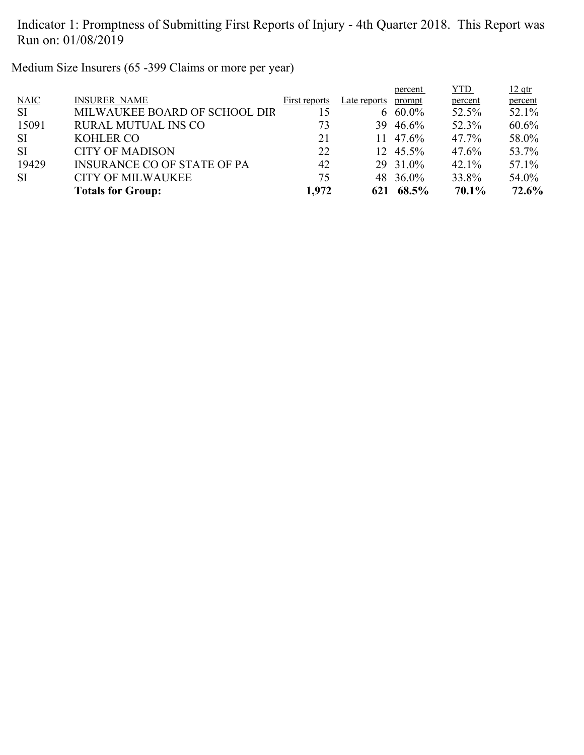Indicator 1: Promptness of Submitting First Reports of Injury - 4th Quarter 2018. This Report was Run on: 01/08/2019

Medium Size Insurers (65 -399 Claims or more per year)

| NAIC | INSURER NAME | First reports | Late reports | percent prompt | YTD percent | 12 qtr percent |
|---|---|---|---|---|---|---|
| SI | MILWAUKEE BOARD OF SCHOOL DIR | 15 | 6 | 60.0% | 52.5% | 52.1% |
| 15091 | RURAL MUTUAL INS CO | 73 | 39 | 46.6% | 52.3% | 60.6% |
| SI | KOHLER CO | 21 | 11 | 47.6% | 47.7% | 58.0% |
| SI | CITY OF MADISON | 22 | 12 | 45.5% | 47.6% | 53.7% |
| 19429 | INSURANCE CO OF STATE OF PA | 42 | 29 | 31.0% | 42.1% | 57.1% |
| SI | CITY OF MILWAUKEE | 75 | 48 | 36.0% | 33.8% | 54.0% |
| | **Totals for Group:** | **1,972** | **621** | **68.5%** | **70.1%** | **72.6%** |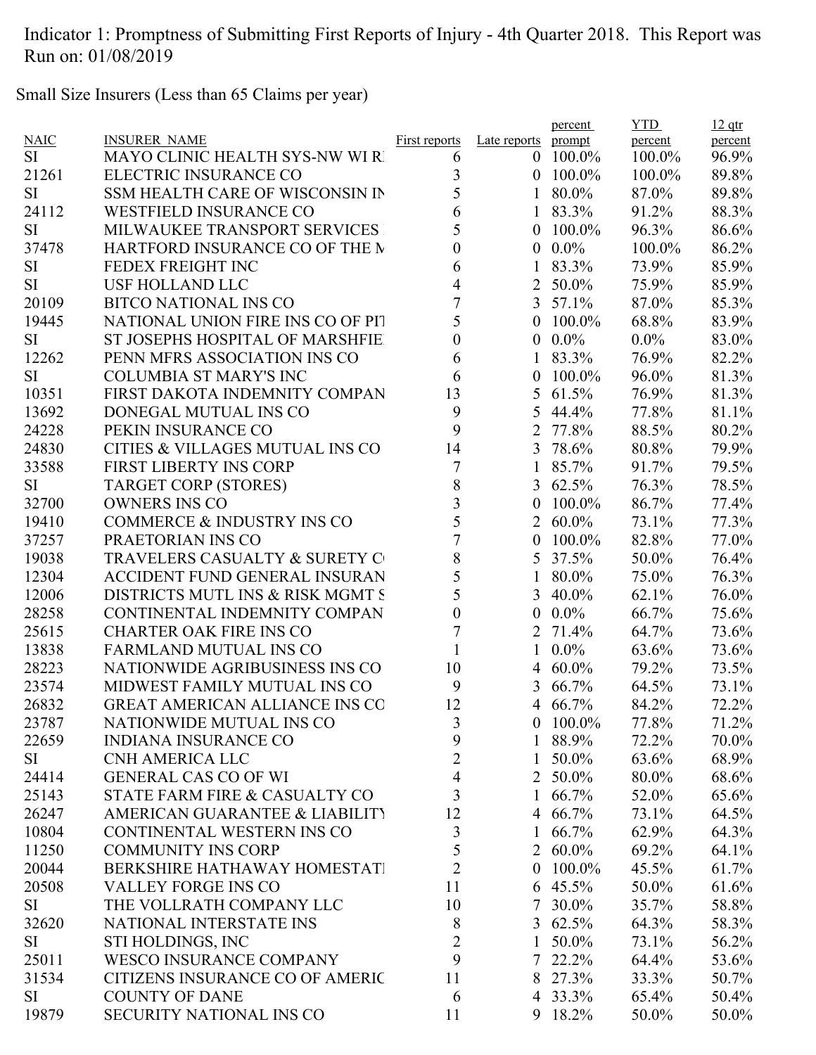Indicator 1: Promptness of Submitting First Reports of Injury - 4th Quarter 2018. This Report was Run on: 01/08/2019

Small Size Insurers (Less than 65 Claims per year)

| NAIC | INSURER_NAME | First reports | Late reports | percent prompt | YTD percent | 12 qtr percent |
|---|---|---|---|---|---|---|
| SI | MAYO CLINIC HEALTH SYS-NW WI RI | 6 | 0 | 100.0% | 100.0% | 96.9% |
| 21261 | ELECTRIC INSURANCE CO | 3 | 0 | 100.0% | 100.0% | 89.8% |
| SI | SSM HEALTH CARE OF WISCONSIN IN | 5 | 1 | 80.0% | 87.0% | 89.8% |
| 24112 | WESTFIELD INSURANCE CO | 6 | 1 | 83.3% | 91.2% | 88.3% |
| SI | MILWAUKEE TRANSPORT SERVICES | 5 | 0 | 100.0% | 96.3% | 86.6% |
| 37478 | HARTFORD INSURANCE CO OF THE M | 0 | 0 | 0.0% | 100.0% | 86.2% |
| SI | FEDEX FREIGHT INC | 6 | 1 | 83.3% | 73.9% | 85.9% |
| SI | USF HOLLAND LLC | 4 | 2 | 50.0% | 75.9% | 85.9% |
| 20109 | BITCO NATIONAL INS CO | 7 | 3 | 57.1% | 87.0% | 85.3% |
| 19445 | NATIONAL UNION FIRE INS CO OF PIT | 5 | 0 | 100.0% | 68.8% | 83.9% |
| SI | ST JOSEPHS HOSPITAL OF MARSHFIE | 0 | 0 | 0.0% | 0.0% | 83.0% |
| 12262 | PENN MFRS ASSOCIATION INS CO | 6 | 1 | 83.3% | 76.9% | 82.2% |
| SI | COLUMBIA ST MARY'S INC | 6 | 0 | 100.0% | 96.0% | 81.3% |
| 10351 | FIRST DAKOTA INDEMNITY COMPAN | 13 | 5 | 61.5% | 76.9% | 81.3% |
| 13692 | DONEGAL MUTUAL INS CO | 9 | 5 | 44.4% | 77.8% | 81.1% |
| 24228 | PEKIN INSURANCE CO | 9 | 2 | 77.8% | 88.5% | 80.2% |
| 24830 | CITIES & VILLAGES MUTUAL INS CO | 14 | 3 | 78.6% | 80.8% | 79.9% |
| 33588 | FIRST LIBERTY INS CORP | 7 | 1 | 85.7% | 91.7% | 79.5% |
| SI | TARGET CORP (STORES) | 8 | 3 | 62.5% | 76.3% | 78.5% |
| 32700 | OWNERS INS CO | 3 | 0 | 100.0% | 86.7% | 77.4% |
| 19410 | COMMERCE & INDUSTRY INS CO | 5 | 2 | 60.0% | 73.1% | 77.3% |
| 37257 | PRAETORIAN INS CO | 7 | 0 | 100.0% | 82.8% | 77.0% |
| 19038 | TRAVELERS CASUALTY & SURETY C | 8 | 5 | 37.5% | 50.0% | 76.4% |
| 12304 | ACCIDENT FUND GENERAL INSURAN | 5 | 1 | 80.0% | 75.0% | 76.3% |
| 12006 | DISTRICTS MUTL INS & RISK MGMT S | 5 | 3 | 40.0% | 62.1% | 76.0% |
| 28258 | CONTINENTAL INDEMNITY COMPAN | 0 | 0 | 0.0% | 66.7% | 75.6% |
| 25615 | CHARTER OAK FIRE INS CO | 7 | 2 | 71.4% | 64.7% | 73.6% |
| 13838 | FARMLAND MUTUAL INS CO | 1 | 1 | 0.0% | 63.6% | 73.6% |
| 28223 | NATIONWIDE AGRIBUSINESS INS CO | 10 | 4 | 60.0% | 79.2% | 73.5% |
| 23574 | MIDWEST FAMILY MUTUAL INS CO | 9 | 3 | 66.7% | 64.5% | 73.1% |
| 26832 | GREAT AMERICAN ALLIANCE INS CO | 12 | 4 | 66.7% | 84.2% | 72.2% |
| 23787 | NATIONWIDE MUTUAL INS CO | 3 | 0 | 100.0% | 77.8% | 71.2% |
| 22659 | INDIANA INSURANCE CO | 9 | 1 | 88.9% | 72.2% | 70.0% |
| SI | CNH AMERICA LLC | 2 | 1 | 50.0% | 63.6% | 68.9% |
| 24414 | GENERAL CAS CO OF WI | 4 | 2 | 50.0% | 80.0% | 68.6% |
| 25143 | STATE FARM FIRE & CASUALTY CO | 3 | 1 | 66.7% | 52.0% | 65.6% |
| 26247 | AMERICAN GUARANTEE & LIABILITY | 12 | 4 | 66.7% | 73.1% | 64.5% |
| 10804 | CONTINENTAL WESTERN INS CO | 3 | 1 | 66.7% | 62.9% | 64.3% |
| 11250 | COMMUNITY INS CORP | 5 | 2 | 60.0% | 69.2% | 64.1% |
| 20044 | BERKSHIRE HATHAWAY HOMESTATI | 2 | 0 | 100.0% | 45.5% | 61.7% |
| 20508 | VALLEY FORGE INS CO | 11 | 6 | 45.5% | 50.0% | 61.6% |
| SI | THE VOLLRATH COMPANY LLC | 10 | 7 | 30.0% | 35.7% | 58.8% |
| 32620 | NATIONAL INTERSTATE INS | 8 | 3 | 62.5% | 64.3% | 58.3% |
| SI | STI HOLDINGS, INC | 2 | 1 | 50.0% | 73.1% | 56.2% |
| 25011 | WESCO INSURANCE COMPANY | 9 | 7 | 22.2% | 64.4% | 53.6% |
| 31534 | CITIZENS INSURANCE CO OF AMERIC | 11 | 8 | 27.3% | 33.3% | 50.7% |
| SI | COUNTY OF DANE | 6 | 4 | 33.3% | 65.4% | 50.4% |
| 19879 | SECURITY NATIONAL INS CO | 11 | 9 | 18.2% | 50.0% | 50.0% |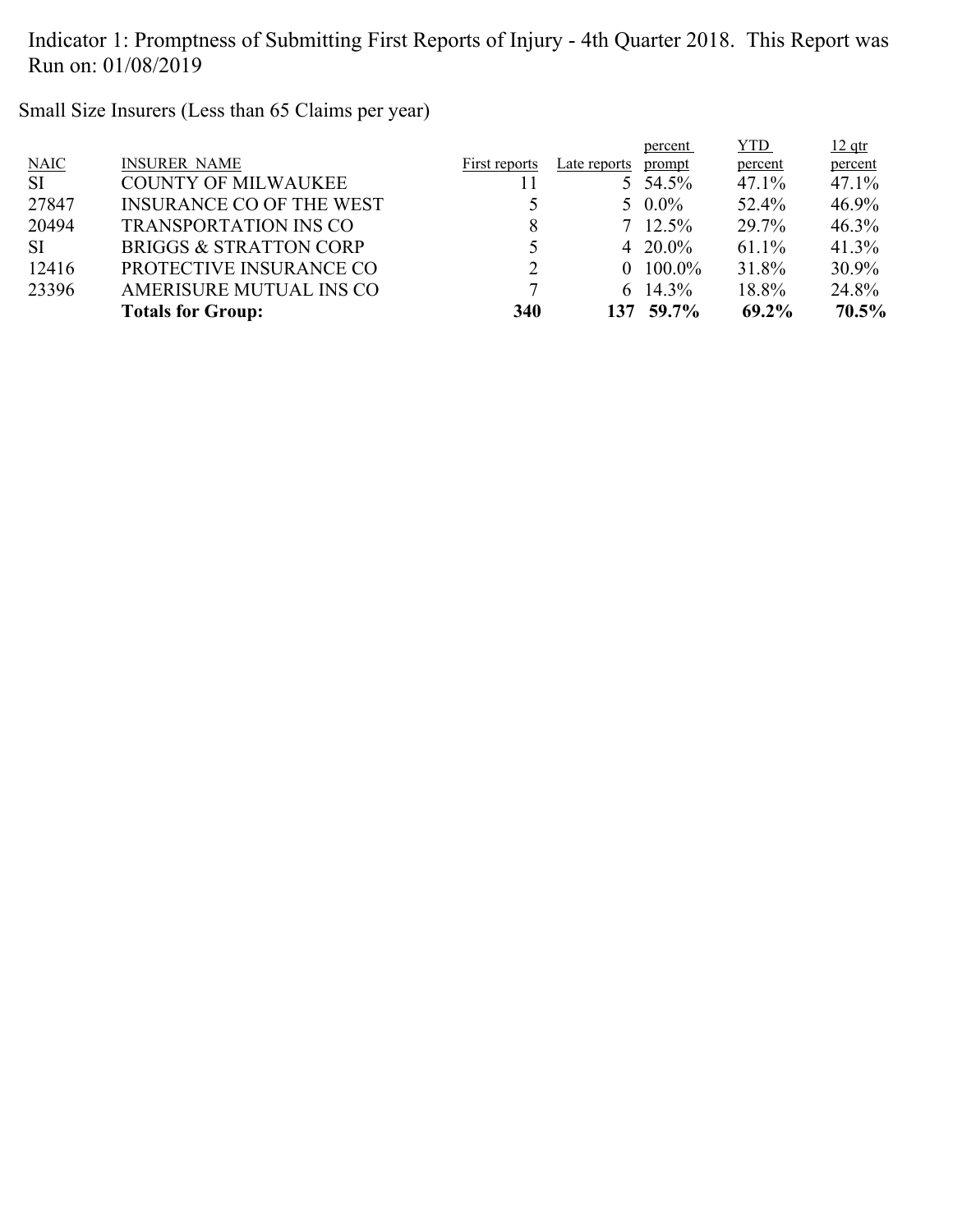Indicator 1: Promptness of Submitting First Reports of Injury - 4th Quarter 2018. This Report was Run on: 01/08/2019

Small Size Insurers (Less than 65 Claims per year)

| NAIC | INSURER_NAME | First reports | Late reports | percent prompt | YTD percent | 12 qtr percent |
|---|---|---|---|---|---|---|
| SI | COUNTY OF MILWAUKEE | 11 | 5 | 54.5% | 47.1% | 47.1% |
| 27847 | INSURANCE CO OF THE WEST | 5 | 5 | 0.0% | 52.4% | 46.9% |
| 20494 | TRANSPORTATION INS CO | 8 | 7 | 12.5% | 29.7% | 46.3% |
| SI | BRIGGS & STRATTON CORP | 5 | 4 | 20.0% | 61.1% | 41.3% |
| 12416 | PROTECTIVE INSURANCE CO | 2 | 0 | 100.0% | 31.8% | 30.9% |
| 23396 | AMERISURE MUTUAL INS CO | 7 | 6 | 14.3% | 18.8% | 24.8% |
| | **Totals for Group:** | **340** | **137** | **59.7%** | **69.2%** | **70.5%** |